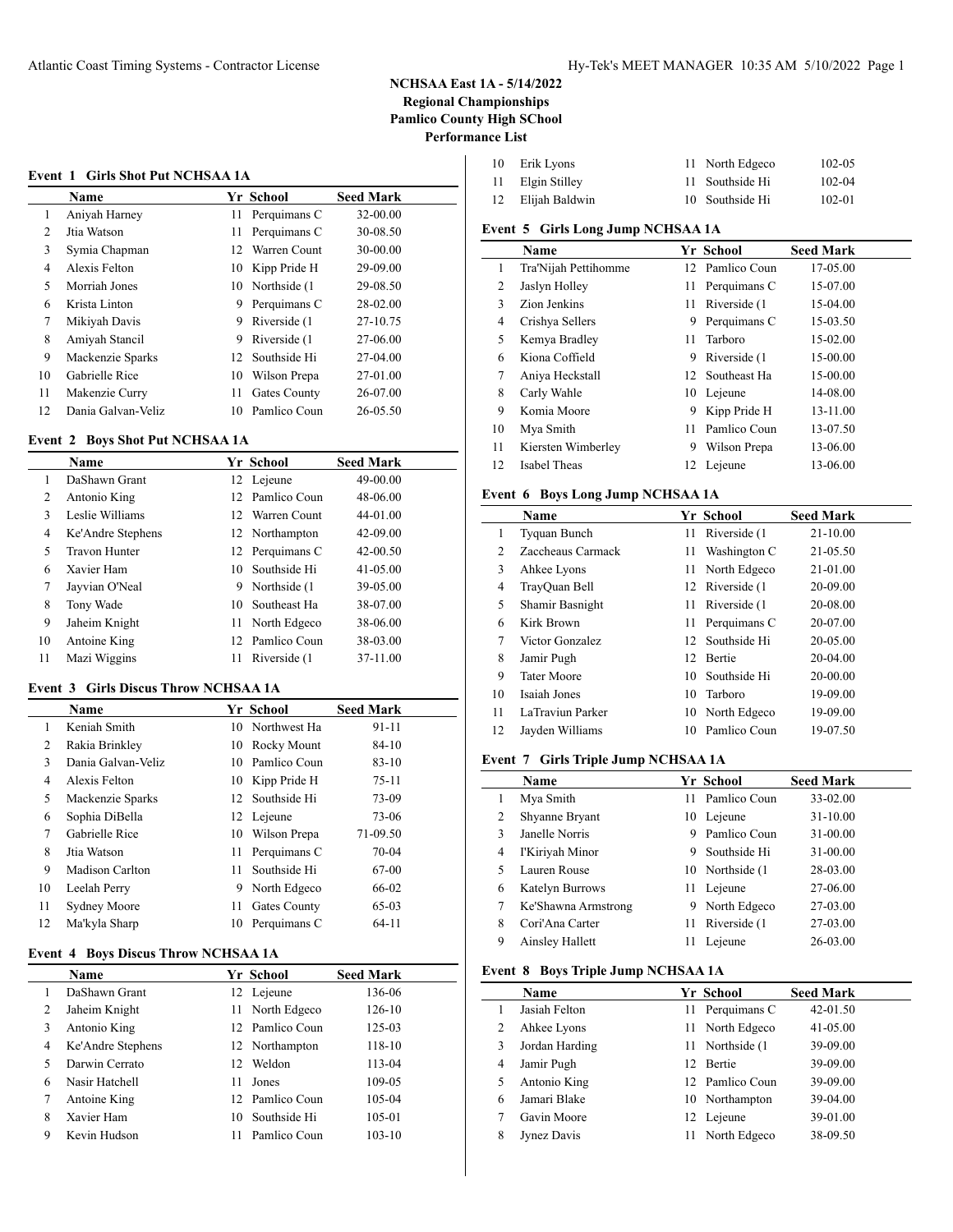# NCHSAA East 1A - 5/14/2022
## Regional Championships
## Pamlico County High SChool
## Performance List

### Event 1 Girls Shot Put NCHSAA 1A

| | Name | Yr | School | Seed Mark |
|---|---|---|---|---|
| 1 | Aniyah Harney | 11 | Perquimans C | 32-00.00 |
| 2 | Jtia Watson | 11 | Perquimans C | 30-08.50 |
| 3 | Symia Chapman | 12 | Warren Count | 30-00.00 |
| 4 | Alexis Felton | 10 | Kipp Pride H | 29-09.00 |
| 5 | Morriah Jones | 10 | Northside (1 | 29-08.50 |
| 6 | Krista Linton | 9 | Perquimans C | 28-02.00 |
| 7 | Mikiyah Davis | 9 | Riverside (1 | 27-10.75 |
| 8 | Amiyah Stancil | 9 | Riverside (1 | 27-06.00 |
| 9 | Mackenzie Sparks | 12 | Southside Hi | 27-04.00 |
| 10 | Gabrielle Rice | 10 | Wilson Prepa | 27-01.00 |
| 11 | Makenzie Curry | 11 | Gates County | 26-07.00 |
| 12 | Dania Galvan-Veliz | 10 | Pamlico Coun | 26-05.50 |

### Event 2 Boys Shot Put NCHSAA 1A

| | Name | Yr | School | Seed Mark |
|---|---|---|---|---|
| 1 | DaShawn Grant | 12 | Lejeune | 49-00.00 |
| 2 | Antonio King | 12 | Pamlico Coun | 48-06.00 |
| 3 | Leslie Williams | 12 | Warren Count | 44-01.00 |
| 4 | Ke'Andre Stephens | 12 | Northampton | 42-09.00 |
| 5 | Travon Hunter | 12 | Perquimans C | 42-00.50 |
| 6 | Xavier Ham | 10 | Southside Hi | 41-05.00 |
| 7 | Jayvian O'Neal | 9 | Northside (1 | 39-05.00 |
| 8 | Tony Wade | 10 | Southeast Ha | 38-07.00 |
| 9 | Jaheim Knight | 11 | North Edgeco | 38-06.00 |
| 10 | Antoine King | 12 | Pamlico Coun | 38-03.00 |
| 11 | Mazi Wiggins | 11 | Riverside (1 | 37-11.00 |

### Event 3 Girls Discus Throw NCHSAA 1A

| | Name | Yr | School | Seed Mark |
|---|---|---|---|---|
| 1 | Keniah Smith | 10 | Northwest Ha | 91-11 |
| 2 | Rakia Brinkley | 10 | Rocky Mount | 84-10 |
| 3 | Dania Galvan-Veliz | 10 | Pamlico Coun | 83-10 |
| 4 | Alexis Felton | 10 | Kipp Pride H | 75-11 |
| 5 | Mackenzie Sparks | 12 | Southside Hi | 73-09 |
| 6 | Sophia DiBella | 12 | Lejeune | 73-06 |
| 7 | Gabrielle Rice | 10 | Wilson Prepa | 71-09.50 |
| 8 | Jtia Watson | 11 | Perquimans C | 70-04 |
| 9 | Madison Carlton | 11 | Southside Hi | 67-00 |
| 10 | Leelah Perry | 9 | North Edgeco | 66-02 |
| 11 | Sydney Moore | 11 | Gates County | 65-03 |
| 12 | Ma'kyla Sharp | 10 | Perquimans C | 64-11 |

### Event 4 Boys Discus Throw NCHSAA 1A

| | Name | Yr | School | Seed Mark |
|---|---|---|---|---|
| 1 | DaShawn Grant | 12 | Lejeune | 136-06 |
| 2 | Jaheim Knight | 11 | North Edgeco | 126-10 |
| 3 | Antonio King | 12 | Pamlico Coun | 125-03 |
| 4 | Ke'Andre Stephens | 12 | Northampton | 118-10 |
| 5 | Darwin Cerrato | 12 | Weldon | 113-04 |
| 6 | Nasir Hatchell | 11 | Jones | 109-05 |
| 7 | Antoine King | 12 | Pamlico Coun | 105-04 |
| 8 | Xavier Ham | 10 | Southside Hi | 105-01 |
| 9 | Kevin Hudson | 11 | Pamlico Coun | 103-10 |
| 10 | Erik Lyons | 11 | North Edgeco | 102-05 |
| 11 | Elgin Stilley | 11 | Southside Hi | 102-04 |
| 12 | Elijah Baldwin | 10 | Southside Hi | 102-01 |

### Event 5 Girls Long Jump NCHSAA 1A

| | Name | Yr | School | Seed Mark |
|---|---|---|---|---|
| 1 | Tra'Nijah Pettihomme | 12 | Pamlico Coun | 17-05.00 |
| 2 | Jaslyn Holley | 11 | Perquimans C | 15-07.00 |
| 3 | Zion Jenkins | 11 | Riverside (1 | 15-04.00 |
| 4 | Crishya Sellers | 9 | Perquimans C | 15-03.50 |
| 5 | Kemya Bradley | 11 | Tarboro | 15-02.00 |
| 6 | Kiona Coffield | 9 | Riverside (1 | 15-00.00 |
| 7 | Aniya Heckstall | 12 | Southeast Ha | 15-00.00 |
| 8 | Carly Wahle | 10 | Lejeune | 14-08.00 |
| 9 | Komia Moore | 9 | Kipp Pride H | 13-11.00 |
| 10 | Mya Smith | 11 | Pamlico Coun | 13-07.50 |
| 11 | Kiersten Wimberley | 9 | Wilson Prepa | 13-06.00 |
| 12 | Isabel Theas | 12 | Lejeune | 13-06.00 |

### Event 6 Boys Long Jump NCHSAA 1A

| | Name | Yr | School | Seed Mark |
|---|---|---|---|---|
| 1 | Tyquan Bunch | 11 | Riverside (1 | 21-10.00 |
| 2 | Zaccheaus Carmack | 11 | Washington C | 21-05.50 |
| 3 | Ahkee Lyons | 11 | North Edgeco | 21-01.00 |
| 4 | TrayQuan Bell | 12 | Riverside (1 | 20-09.00 |
| 5 | Shamir Basnight | 11 | Riverside (1 | 20-08.00 |
| 6 | Kirk Brown | 11 | Perquimans C | 20-07.00 |
| 7 | Victor Gonzalez | 12 | Southside Hi | 20-05.00 |
| 8 | Jamir Pugh | 12 | Bertie | 20-04.00 |
| 9 | Tater Moore | 10 | Southside Hi | 20-00.00 |
| 10 | Isaiah Jones | 10 | Tarboro | 19-09.00 |
| 11 | LaTraviun Parker | 10 | North Edgeco | 19-09.00 |
| 12 | Jayden Williams | 10 | Pamlico Coun | 19-07.50 |

### Event 7 Girls Triple Jump NCHSAA 1A

| | Name | Yr | School | Seed Mark |
|---|---|---|---|---|
| 1 | Mya Smith | 11 | Pamlico Coun | 33-02.00 |
| 2 | Shyanne Bryant | 10 | Lejeune | 31-10.00 |
| 3 | Janelle Norris | 9 | Pamlico Coun | 31-00.00 |
| 4 | I'Kiriyah Minor | 9 | Southside Hi | 31-00.00 |
| 5 | Lauren Rouse | 10 | Northside (1 | 28-03.00 |
| 6 | Katelyn Burrows | 11 | Lejeune | 27-06.00 |
| 7 | Ke'Shawna Armstrong | 9 | North Edgeco | 27-03.00 |
| 8 | Cori'Ana Carter | 11 | Riverside (1 | 27-03.00 |
| 9 | Ainsley Hallett | 11 | Lejeune | 26-03.00 |

### Event 8 Boys Triple Jump NCHSAA 1A

| | Name | Yr | School | Seed Mark |
|---|---|---|---|---|
| 1 | Jasiah Felton | 11 | Perquimans C | 42-01.50 |
| 2 | Ahkee Lyons | 11 | North Edgeco | 41-05.00 |
| 3 | Jordan Harding | 11 | Northside (1 | 39-09.00 |
| 4 | Jamir Pugh | 12 | Bertie | 39-09.00 |
| 5 | Antonio King | 12 | Pamlico Coun | 39-09.00 |
| 6 | Jamari Blake | 10 | Northampton | 39-04.00 |
| 7 | Gavin Moore | 12 | Lejeune | 39-01.00 |
| 8 | Jynez Davis | 11 | North Edgeco | 38-09.50 |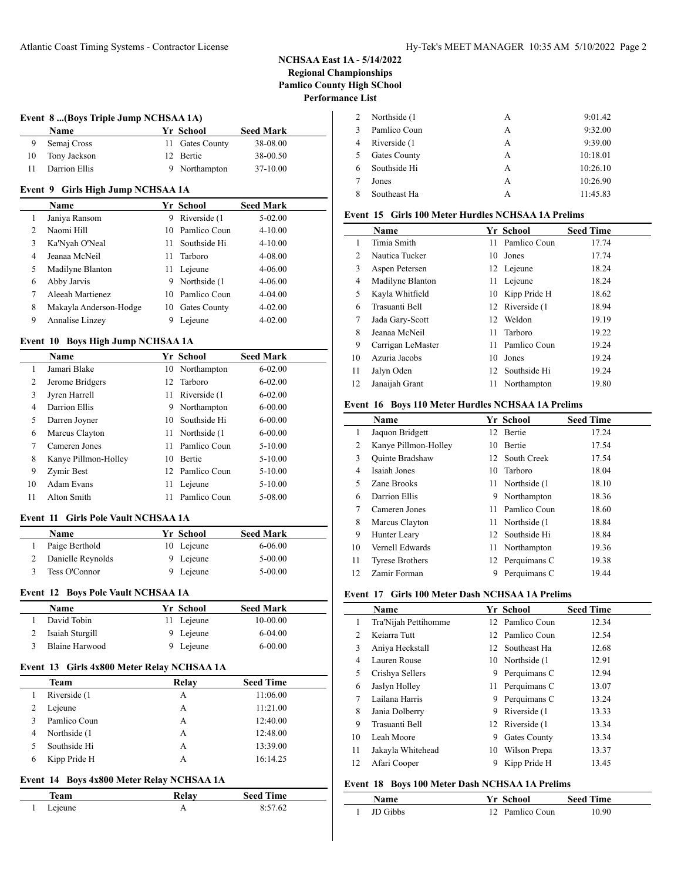# NCHSAA East 1A - 5/14/2022
## Regional Championships
## Pamlico County High SChool
## Performance List

### Event 8 ...(Boys Triple Jump NCHSAA 1A)

| | Name | Yr | School | Seed Mark |
|---|---|---|---|---|
| 9 | Semaj Cross | 11 | Gates County | 38-08.00 |
| 10 | Tony Jackson | 12 | Bertie | 38-00.50 |
| 11 | Darrion Ellis | 9 | Northampton | 37-10.00 |

### Event 9 Girls High Jump NCHSAA 1A

| | Name | Yr | School | Seed Mark |
|---|---|---|---|---|
| 1 | Janiya Ransom | 9 | Riverside (1 | 5-02.00 |
| 2 | Naomi Hill | 10 | Pamlico Coun | 4-10.00 |
| 3 | Ka'Nyah O'Neal | 11 | Southside Hi | 4-10.00 |
| 4 | Jeanaa McNeil | 11 | Tarboro | 4-08.00 |
| 5 | Madilyne Blanton | 11 | Lejeune | 4-06.00 |
| 6 | Abby Jarvis | 9 | Northside (1 | 4-06.00 |
| 7 | Aleeah Martienez | 10 | Pamlico Coun | 4-04.00 |
| 8 | Makayla Anderson-Hodge | 10 | Gates County | 4-02.00 |
| 9 | Annalise Linzey | 9 | Lejeune | 4-02.00 |

### Event 10 Boys High Jump NCHSAA 1A

| | Name | Yr | School | Seed Mark |
|---|---|---|---|---|
| 1 | Jamari Blake | 10 | Northampton | 6-02.00 |
| 2 | Jerome Bridgers | 12 | Tarboro | 6-02.00 |
| 3 | Jyren Harrell | 11 | Riverside (1 | 6-02.00 |
| 4 | Darrion Ellis | 9 | Northampton | 6-00.00 |
| 5 | Darren Joyner | 10 | Southside Hi | 6-00.00 |
| 6 | Marcus Clayton | 11 | Northside (1 | 6-00.00 |
| 7 | Cameren Jones | 11 | Pamlico Coun | 5-10.00 |
| 8 | Kanye Pillmon-Holley | 10 | Bertie | 5-10.00 |
| 9 | Zymir Best | 12 | Pamlico Coun | 5-10.00 |
| 10 | Adam Evans | 11 | Lejeune | 5-10.00 |
| 11 | Alton Smith | 11 | Pamlico Coun | 5-08.00 |

### Event 11 Girls Pole Vault NCHSAA 1A

| | Name | Yr | School | Seed Mark |
|---|---|---|---|---|
| 1 | Paige Berthold | 10 | Lejeune | 6-06.00 |
| 2 | Danielle Reynolds | 9 | Lejeune | 5-00.00 |
| 3 | Tess O'Connor | 9 | Lejeune | 5-00.00 |

### Event 12 Boys Pole Vault NCHSAA 1A

| | Name | Yr | School | Seed Mark |
|---|---|---|---|---|
| 1 | David Tobin | 11 | Lejeune | 10-00.00 |
| 2 | Isaiah Sturgill | 9 | Lejeune | 6-04.00 |
| 3 | Blaine Harwood | 9 | Lejeune | 6-00.00 |

### Event 13 Girls 4x800 Meter Relay NCHSAA 1A

| | Team | Relay | Seed Time |
|---|---|---|---|
| 1 | Riverside (1 | A | 11:06.00 |
| 2 | Lejeune | A | 11:21.00 |
| 3 | Pamlico Coun | A | 12:40.00 |
| 4 | Northside (1 | A | 12:48.00 |
| 5 | Southside Hi | A | 13:39.00 |
| 6 | Kipp Pride H | A | 16:14.25 |

### Event 14 Boys 4x800 Meter Relay NCHSAA 1A

| | Team | Relay | Seed Time |
|---|---|---|---|
| 1 | Lejeune | A | 8:57.62 |
| 2 | Northside (1 | A | 9:01.42 |
| 3 | Pamlico Coun | A | 9:32.00 |
| 4 | Riverside (1 | A | 9:39.00 |
| 5 | Gates County | A | 10:18.01 |
| 6 | Southside Hi | A | 10:26.10 |
| 7 | Jones | A | 10:26.90 |
| 8 | Southeast Ha | A | 11:45.83 |

### Event 15 Girls 100 Meter Hurdles NCHSAA 1A Prelims

| | Name | Yr | School | Seed Time |
|---|---|---|---|---|
| 1 | Timia Smith | 11 | Pamlico Coun | 17.74 |
| 2 | Nautica Tucker | 10 | Jones | 17.74 |
| 3 | Aspen Petersen | 12 | Lejeune | 18.24 |
| 4 | Madilyne Blanton | 11 | Lejeune | 18.24 |
| 5 | Kayla Whitfield | 10 | Kipp Pride H | 18.62 |
| 6 | Trasuanti Bell | 12 | Riverside (1 | 18.94 |
| 7 | Jada Gary-Scott | 12 | Weldon | 19.19 |
| 8 | Jeanaa McNeil | 11 | Tarboro | 19.22 |
| 9 | Carrigan LeMaster | 11 | Pamlico Coun | 19.24 |
| 10 | Azuria Jacobs | 10 | Jones | 19.24 |
| 11 | Jalyn Oden | 12 | Southside Hi | 19.24 |
| 12 | Janaijah Grant | 11 | Northampton | 19.80 |

### Event 16 Boys 110 Meter Hurdles NCHSAA 1A Prelims

| | Name | Yr | School | Seed Time |
|---|---|---|---|---|
| 1 | Jaquon Bridgett | 12 | Bertie | 17.24 |
| 2 | Kanye Pillmon-Holley | 10 | Bertie | 17.54 |
| 3 | Quinte Bradshaw | 12 | South Creek | 17.54 |
| 4 | Isaiah Jones | 10 | Tarboro | 18.04 |
| 5 | Zane Brooks | 11 | Northside (1 | 18.10 |
| 6 | Darrion Ellis | 9 | Northampton | 18.36 |
| 7 | Cameren Jones | 11 | Pamlico Coun | 18.60 |
| 8 | Marcus Clayton | 11 | Northside (1 | 18.84 |
| 9 | Hunter Leary | 12 | Southside Hi | 18.84 |
| 10 | Vernell Edwards | 11 | Northampton | 19.36 |
| 11 | Tyrese Brothers | 12 | Perquimans C | 19.38 |
| 12 | Zamir Forman | 9 | Perquimans C | 19.44 |

### Event 17 Girls 100 Meter Dash NCHSAA 1A Prelims

| | Name | Yr | School | Seed Time |
|---|---|---|---|---|
| 1 | Tra'Nijah Pettihomme | 12 | Pamlico Coun | 12.34 |
| 2 | Keiarra Tutt | 12 | Pamlico Coun | 12.54 |
| 3 | Aniya Heckstall | 12 | Southeast Ha | 12.68 |
| 4 | Lauren Rouse | 10 | Northside (1 | 12.91 |
| 5 | Crishya Sellers | 9 | Perquimans C | 12.94 |
| 6 | Jaslyn Holley | 11 | Perquimans C | 13.07 |
| 7 | Lailana Harris | 9 | Perquimans C | 13.24 |
| 8 | Jania Dolberry | 9 | Riverside (1 | 13.33 |
| 9 | Trasuanti Bell | 12 | Riverside (1 | 13.34 |
| 10 | Leah Moore | 9 | Gates County | 13.34 |
| 11 | Jakayla Whitehead | 10 | Wilson Prepa | 13.37 |
| 12 | Afari Cooper | 9 | Kipp Pride H | 13.45 |

### Event 18 Boys 100 Meter Dash NCHSAA 1A Prelims

| | Name | Yr | School | Seed Time |
|---|---|---|---|---|
| 1 | JD Gibbs | 12 | Pamlico Coun | 10.90 |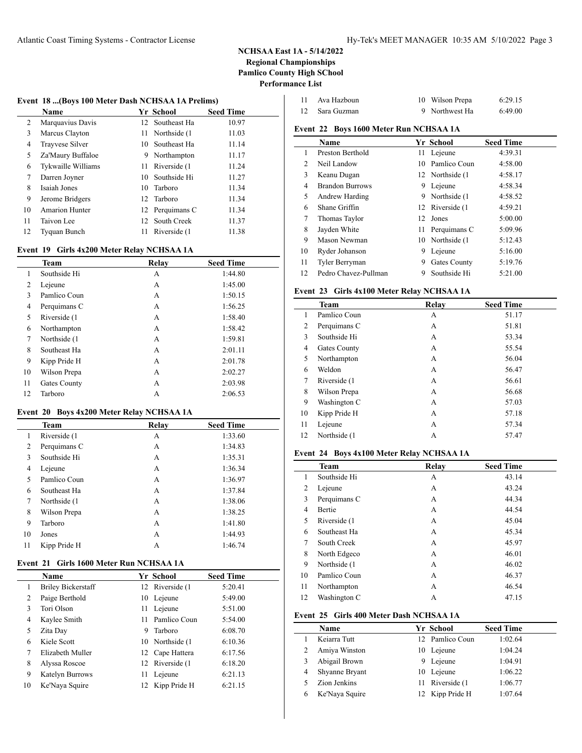# NCHSAA East 1A - 5/14/2022
## Regional Championships
## Pamlico County High SChool
## Performance List

### Event 18 ...(Boys 100 Meter Dash NCHSAA 1A Prelims)

| | Name | Yr | School | Seed Time |
|---|---|---|---|---|
| 2 | Marquavius Davis | 12 | Southeast Ha | 10.97 |
| 3 | Marcus Clayton | 11 | Northside (1 | 11.03 |
| 4 | Trayvese Silver | 10 | Southeast Ha | 11.14 |
| 5 | Za'Maury Buffaloe | 9 | Northampton | 11.17 |
| 6 | Tykwaille Williams | 11 | Riverside (1 | 11.24 |
| 7 | Darren Joyner | 10 | Southside Hi | 11.27 |
| 8 | Isaiah Jones | 10 | Tarboro | 11.34 |
| 9 | Jerome Bridgers | 12 | Tarboro | 11.34 |
| 10 | Amarion Hunter | 12 | Perquimans C | 11.34 |
| 11 | Taivon Lee | 12 | South Creek | 11.37 |
| 12 | Tyquan Bunch | 11 | Riverside (1 | 11.38 |

### Event 19 Girls 4x200 Meter Relay NCHSAA 1A

| | Team | Relay | Seed Time |
|---|---|---|---|
| 1 | Southside Hi | A | 1:44.80 |
| 2 | Lejeune | A | 1:45.00 |
| 3 | Pamlico Coun | A | 1:50.15 |
| 4 | Perquimans C | A | 1:56.25 |
| 5 | Riverside (1 | A | 1:58.40 |
| 6 | Northampton | A | 1:58.42 |
| 7 | Northside (1 | A | 1:59.81 |
| 8 | Southeast Ha | A | 2:01.11 |
| 9 | Kipp Pride H | A | 2:01.78 |
| 10 | Wilson Prepa | A | 2:02.27 |
| 11 | Gates County | A | 2:03.98 |
| 12 | Tarboro | A | 2:06.53 |

### Event 20 Boys 4x200 Meter Relay NCHSAA 1A

| | Team | Relay | Seed Time |
|---|---|---|---|
| 1 | Riverside (1 | A | 1:33.60 |
| 2 | Perquimans C | A | 1:34.83 |
| 3 | Southside Hi | A | 1:35.31 |
| 4 | Lejeune | A | 1:36.34 |
| 5 | Pamlico Coun | A | 1:36.97 |
| 6 | Southeast Ha | A | 1:37.84 |
| 7 | Northside (1 | A | 1:38.06 |
| 8 | Wilson Prepa | A | 1:38.25 |
| 9 | Tarboro | A | 1:41.80 |
| 10 | Jones | A | 1:44.93 |
| 11 | Kipp Pride H | A | 1:46.74 |

### Event 21 Girls 1600 Meter Run NCHSAA 1A

| | Name | Yr | School | Seed Time |
|---|---|---|---|---|
| 1 | Briley Bickerstaff | 12 | Riverside (1 | 5:20.41 |
| 2 | Paige Berthold | 10 | Lejeune | 5:49.00 |
| 3 | Tori Olson | 11 | Lejeune | 5:51.00 |
| 4 | Kaylee Smith | 11 | Pamlico Coun | 5:54.00 |
| 5 | Zita Day | 9 | Tarboro | 6:08.70 |
| 6 | Kiele Scott | 10 | Northside (1 | 6:10.36 |
| 7 | Elizabeth Muller | 12 | Cape Hattera | 6:17.56 |
| 8 | Alyssa Roscoe | 12 | Riverside (1 | 6:18.20 |
| 9 | Katelyn Burrows | 11 | Lejeune | 6:21.13 |
| 10 | Ke'Naya Squire | 12 | Kipp Pride H | 6:21.15 |
| 11 | Ava Hazboun | 10 | Wilson Prepa | 6:29.15 |
| 12 | Sara Guzman | 9 | Northwest Ha | 6:49.00 |

### Event 22 Boys 1600 Meter Run NCHSAA 1A

| | Name | Yr | School | Seed Time |
|---|---|---|---|---|
| 1 | Preston Berthold | 11 | Lejeune | 4:39.31 |
| 2 | Neil Landow | 10 | Pamlico Coun | 4:58.00 |
| 3 | Keanu Dugan | 12 | Northside (1 | 4:58.17 |
| 4 | Brandon Burrows | 9 | Lejeune | 4:58.34 |
| 5 | Andrew Harding | 9 | Northside (1 | 4:58.52 |
| 6 | Shane Griffin | 12 | Riverside (1 | 4:59.21 |
| 7 | Thomas Taylor | 12 | Jones | 5:00.00 |
| 8 | Jayden White | 11 | Perquimans C | 5:09.96 |
| 9 | Mason Newman | 10 | Northside (1 | 5:12.43 |
| 10 | Ryder Johanson | 9 | Lejeune | 5:16.00 |
| 11 | Tyler Berryman | 9 | Gates County | 5:19.76 |
| 12 | Pedro Chavez-Pullman | 9 | Southside Hi | 5:21.00 |

### Event 23 Girls 4x100 Meter Relay NCHSAA 1A

| | Team | Relay | Seed Time |
|---|---|---|---|
| 1 | Pamlico Coun | A | 51.17 |
| 2 | Perquimans C | A | 51.81 |
| 3 | Southside Hi | A | 53.34 |
| 4 | Gates County | A | 55.54 |
| 5 | Northampton | A | 56.04 |
| 6 | Weldon | A | 56.47 |
| 7 | Riverside (1 | A | 56.61 |
| 8 | Wilson Prepa | A | 56.68 |
| 9 | Washington C | A | 57.03 |
| 10 | Kipp Pride H | A | 57.18 |
| 11 | Lejeune | A | 57.34 |
| 12 | Northside (1 | A | 57.47 |

### Event 24 Boys 4x100 Meter Relay NCHSAA 1A

| | Team | Relay | Seed Time |
|---|---|---|---|
| 1 | Southside Hi | A | 43.14 |
| 2 | Lejeune | A | 43.24 |
| 3 | Perquimans C | A | 44.34 |
| 4 | Bertie | A | 44.54 |
| 5 | Riverside (1 | A | 45.04 |
| 6 | Southeast Ha | A | 45.34 |
| 7 | South Creek | A | 45.97 |
| 8 | North Edgeco | A | 46.01 |
| 9 | Northside (1 | A | 46.02 |
| 10 | Pamlico Coun | A | 46.37 |
| 11 | Northampton | A | 46.54 |
| 12 | Washington C | A | 47.15 |

### Event 25 Girls 400 Meter Dash NCHSAA 1A

| | Name | Yr | School | Seed Time |
|---|---|---|---|---|
| 1 | Keiarra Tutt | 12 | Pamlico Coun | 1:02.64 |
| 2 | Amiya Winston | 10 | Lejeune | 1:04.24 |
| 3 | Abigail Brown | 9 | Lejeune | 1:04.91 |
| 4 | Shyanne Bryant | 10 | Lejeune | 1:06.22 |
| 5 | Zion Jenkins | 11 | Riverside (1 | 1:06.77 |
| 6 | Ke'Naya Squire | 12 | Kipp Pride H | 1:07.64 |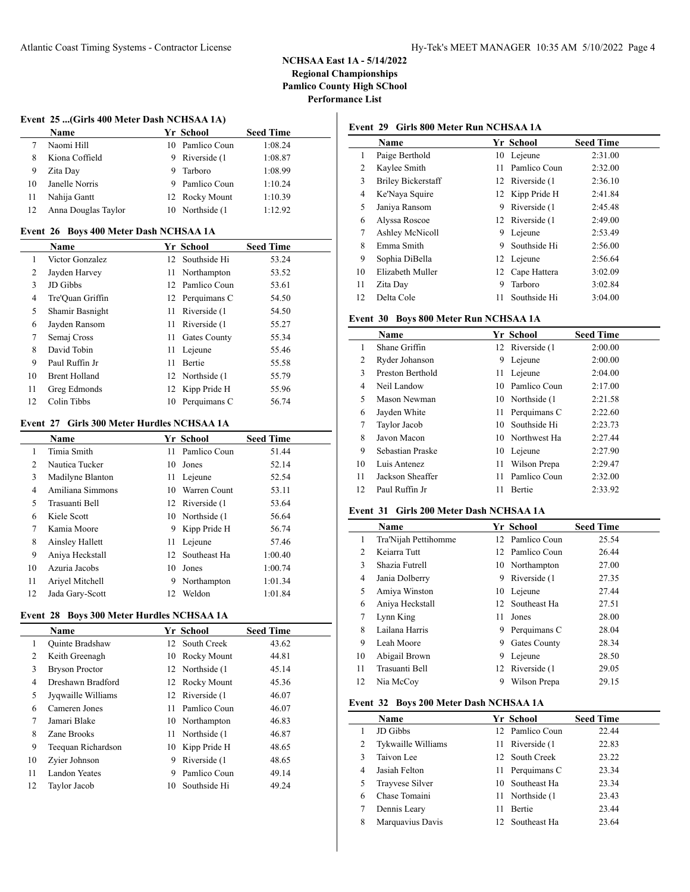# NCHSAA East 1A - 5/14/2022
## Regional Championships
## Pamlico County High SChool
## Performance List

### Event 25 ...(Girls 400 Meter Dash NCHSAA 1A)

| | Name | Yr | School | Seed Time |
|---|---|---|---|---|
| 7 | Naomi Hill | 10 | Pamlico Coun | 1:08.24 |
| 8 | Kiona Coffield | 9 | Riverside (1 | 1:08.87 |
| 9 | Zita Day | 9 | Tarboro | 1:08.99 |
| 10 | Janelle Norris | 9 | Pamlico Coun | 1:10.24 |
| 11 | Nahija Gantt | 12 | Rocky Mount | 1:10.39 |
| 12 | Anna Douglas Taylor | 10 | Northside (1 | 1:12.92 |

### Event 26 Boys 400 Meter Dash NCHSAA 1A

| | Name | Yr | School | Seed Time |
|---|---|---|---|---|
| 1 | Victor Gonzalez | 12 | Southside Hi | 53.24 |
| 2 | Jayden Harvey | 11 | Northampton | 53.52 |
| 3 | JD Gibbs | 12 | Pamlico Coun | 53.61 |
| 4 | Tre'Quan Griffin | 12 | Perquimans C | 54.50 |
| 5 | Shamir Basnight | 11 | Riverside (1 | 54.50 |
| 6 | Jayden Ransom | 11 | Riverside (1 | 55.27 |
| 7 | Semaj Cross | 11 | Gates County | 55.34 |
| 8 | David Tobin | 11 | Lejeune | 55.46 |
| 9 | Paul Ruffin Jr | 11 | Bertie | 55.58 |
| 10 | Brent Holland | 12 | Northside (1 | 55.79 |
| 11 | Greg Edmonds | 12 | Kipp Pride H | 55.96 |
| 12 | Colin Tibbs | 10 | Perquimans C | 56.74 |

### Event 27 Girls 300 Meter Hurdles NCHSAA 1A

| | Name | Yr | School | Seed Time |
|---|---|---|---|---|
| 1 | Timia Smith | 11 | Pamlico Coun | 51.44 |
| 2 | Nautica Tucker | 10 | Jones | 52.14 |
| 3 | Madilyne Blanton | 11 | Lejeune | 52.54 |
| 4 | Amiliana Simmons | 10 | Warren Count | 53.11 |
| 5 | Trasuanti Bell | 12 | Riverside (1 | 53.64 |
| 6 | Kiele Scott | 10 | Northside (1 | 56.64 |
| 7 | Kamia Moore | 9 | Kipp Pride H | 56.74 |
| 8 | Ainsley Hallett | 11 | Lejeune | 57.46 |
| 9 | Aniya Heckstall | 12 | Southeast Ha | 1:00.40 |
| 10 | Azuria Jacobs | 10 | Jones | 1:00.74 |
| 11 | Ariyel Mitchell | 9 | Northampton | 1:01.34 |
| 12 | Jada Gary-Scott | 12 | Weldon | 1:01.84 |

### Event 28 Boys 300 Meter Hurdles NCHSAA 1A

| | Name | Yr | School | Seed Time |
|---|---|---|---|---|
| 1 | Quinte Bradshaw | 12 | South Creek | 43.62 |
| 2 | Keith Greenagh | 10 | Rocky Mount | 44.81 |
| 3 | Bryson Proctor | 12 | Northside (1 | 45.14 |
| 4 | Dreshawn Bradford | 12 | Rocky Mount | 45.36 |
| 5 | Jyqwaille Williams | 12 | Riverside (1 | 46.07 |
| 6 | Cameren Jones | 11 | Pamlico Coun | 46.07 |
| 7 | Jamari Blake | 10 | Northampton | 46.83 |
| 8 | Zane Brooks | 11 | Northside (1 | 46.87 |
| 9 | Teequan Richardson | 10 | Kipp Pride H | 48.65 |
| 10 | Zyier Johnson | 9 | Riverside (1 | 48.65 |
| 11 | Landon Yeates | 9 | Pamlico Coun | 49.14 |
| 12 | Taylor Jacob | 10 | Southside Hi | 49.24 |

### Event 29 Girls 800 Meter Run NCHSAA 1A

| | Name | Yr | School | Seed Time |
|---|---|---|---|---|
| 1 | Paige Berthold | 10 | Lejeune | 2:31.00 |
| 2 | Kaylee Smith | 11 | Pamlico Coun | 2:32.00 |
| 3 | Briley Bickerstaff | 12 | Riverside (1 | 2:36.10 |
| 4 | Ke'Naya Squire | 12 | Kipp Pride H | 2:41.84 |
| 5 | Janiya Ransom | 9 | Riverside (1 | 2:45.48 |
| 6 | Alyssa Roscoe | 12 | Riverside (1 | 2:49.00 |
| 7 | Ashley McNicoll | 9 | Lejeune | 2:53.49 |
| 8 | Emma Smith | 9 | Southside Hi | 2:56.00 |
| 9 | Sophia DiBella | 12 | Lejeune | 2:56.64 |
| 10 | Elizabeth Muller | 12 | Cape Hattera | 3:02.09 |
| 11 | Zita Day | 9 | Tarboro | 3:02.84 |
| 12 | Delta Cole | 11 | Southside Hi | 3:04.00 |

### Event 30 Boys 800 Meter Run NCHSAA 1A

| | Name | Yr | School | Seed Time |
|---|---|---|---|---|
| 1 | Shane Griffin | 12 | Riverside (1 | 2:00.00 |
| 2 | Ryder Johanson | 9 | Lejeune | 2:00.00 |
| 3 | Preston Berthold | 11 | Lejeune | 2:04.00 |
| 4 | Neil Landow | 10 | Pamlico Coun | 2:17.00 |
| 5 | Mason Newman | 10 | Northside (1 | 2:21.58 |
| 6 | Jayden White | 11 | Perquimans C | 2:22.60 |
| 7 | Taylor Jacob | 10 | Southside Hi | 2:23.73 |
| 8 | Javon Macon | 10 | Northwest Ha | 2:27.44 |
| 9 | Sebastian Praske | 10 | Lejeune | 2:27.90 |
| 10 | Luis Antenez | 11 | Wilson Prepa | 2:29.47 |
| 11 | Jackson Sheaffer | 11 | Pamlico Coun | 2:32.00 |
| 12 | Paul Ruffin Jr | 11 | Bertie | 2:33.92 |

### Event 31 Girls 200 Meter Dash NCHSAA 1A

| | Name | Yr | School | Seed Time |
|---|---|---|---|---|
| 1 | Tra'Nijah Pettihomme | 12 | Pamlico Coun | 25.54 |
| 2 | Keiarra Tutt | 12 | Pamlico Coun | 26.44 |
| 3 | Shazia Futrell | 10 | Northampton | 27.00 |
| 4 | Jania Dolberry | 9 | Riverside (1 | 27.35 |
| 5 | Amiya Winston | 10 | Lejeune | 27.44 |
| 6 | Aniya Heckstall | 12 | Southeast Ha | 27.51 |
| 7 | Lynn King | 11 | Jones | 28.00 |
| 8 | Lailana Harris | 9 | Perquimans C | 28.04 |
| 9 | Leah Moore | 9 | Gates County | 28.34 |
| 10 | Abigail Brown | 9 | Lejeune | 28.50 |
| 11 | Trasuanti Bell | 12 | Riverside (1 | 29.05 |
| 12 | Nia McCoy | 9 | Wilson Prepa | 29.15 |

### Event 32 Boys 200 Meter Dash NCHSAA 1A

| | Name | Yr | School | Seed Time |
|---|---|---|---|---|
| 1 | JD Gibbs | 12 | Pamlico Coun | 22.44 |
| 2 | Tykwaille Williams | 11 | Riverside (1 | 22.83 |
| 3 | Taivon Lee | 12 | South Creek | 23.22 |
| 4 | Jasiah Felton | 11 | Perquimans C | 23.34 |
| 5 | Trayvese Silver | 10 | Southeast Ha | 23.34 |
| 6 | Chase Tomaini | 11 | Northside (1 | 23.43 |
| 7 | Dennis Leary | 11 | Bertie | 23.44 |
| 8 | Marquavius Davis | 12 | Southeast Ha | 23.64 |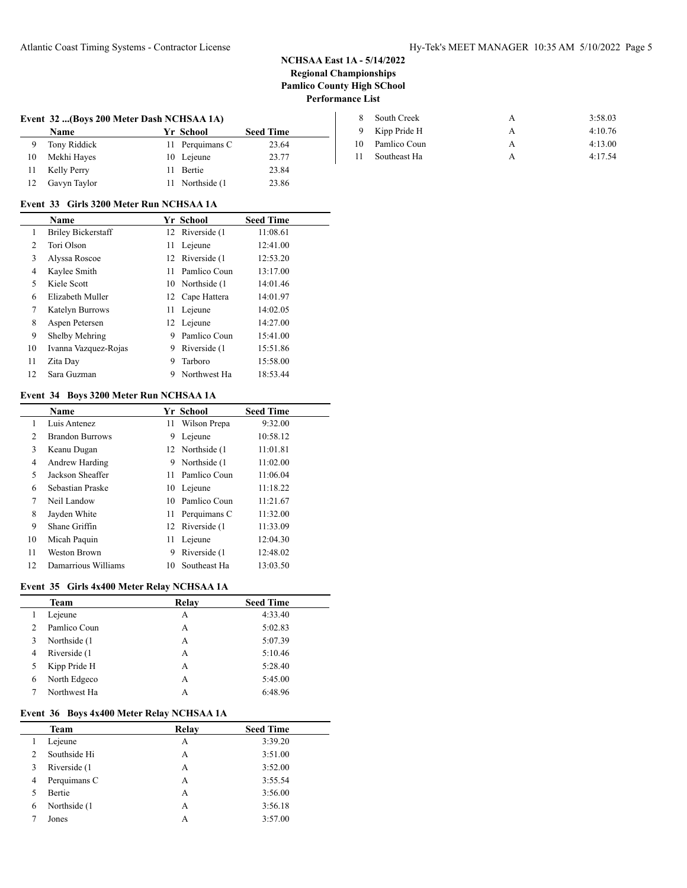# NCHSAA East 1A - 5/14/2022
## Regional Championships
## Pamlico County High SChool
## Performance List

### Event 32 ...(Boys 200 Meter Dash NCHSAA 1A)

| | Name | Yr | School | Seed Time |
|---|---|---|---|---|
| 9 | Tony Riddick | 11 | Perquimans C | 23.64 |
| 10 | Mekhi Hayes | 10 | Lejeune | 23.77 |
| 11 | Kelly Perry | 11 | Bertie | 23.84 |
| 12 | Gavyn Taylor | 11 | Northside (1 | 23.86 |

### Event 33 Girls 3200 Meter Run NCHSAA 1A

| | Name | Yr | School | Seed Time |
|---|---|---|---|---|
| 1 | Briley Bickerstaff | 12 | Riverside (1 | 11:08.61 |
| 2 | Tori Olson | 11 | Lejeune | 12:41.00 |
| 3 | Alyssa Roscoe | 12 | Riverside (1 | 12:53.20 |
| 4 | Kaylee Smith | 11 | Pamlico Coun | 13:17.00 |
| 5 | Kiele Scott | 10 | Northside (1 | 14:01.46 |
| 6 | Elizabeth Muller | 12 | Cape Hattera | 14:01.97 |
| 7 | Katelyn Burrows | 11 | Lejeune | 14:02.05 |
| 8 | Aspen Petersen | 12 | Lejeune | 14:27.00 |
| 9 | Shelby Mehring | 9 | Pamlico Coun | 15:41.00 |
| 10 | Ivanna Vazquez-Rojas | 9 | Riverside (1 | 15:51.86 |
| 11 | Zita Day | 9 | Tarboro | 15:58.00 |
| 12 | Sara Guzman | 9 | Northwest Ha | 18:53.44 |

### Event 34 Boys 3200 Meter Run NCHSAA 1A

| | Name | Yr | School | Seed Time |
|---|---|---|---|---|
| 1 | Luis Antenez | 11 | Wilson Prepa | 9:32.00 |
| 2 | Brandon Burrows | 9 | Lejeune | 10:58.12 |
| 3 | Keanu Dugan | 12 | Northside (1 | 11:01.81 |
| 4 | Andrew Harding | 9 | Northside (1 | 11:02.00 |
| 5 | Jackson Sheaffer | 11 | Pamlico Coun | 11:06.04 |
| 6 | Sebastian Praske | 10 | Lejeune | 11:18.22 |
| 7 | Neil Landow | 10 | Pamlico Coun | 11:21.67 |
| 8 | Jayden White | 11 | Perquimans C | 11:32.00 |
| 9 | Shane Griffin | 12 | Riverside (1 | 11:33.09 |
| 10 | Micah Paquin | 11 | Lejeune | 12:04.30 |
| 11 | Weston Brown | 9 | Riverside (1 | 12:48.02 |
| 12 | Damarrious Williams | 10 | Southeast Ha | 13:03.50 |

### Event 35 Girls 4x400 Meter Relay NCHSAA 1A

| | Team | Relay | Seed Time |
|---|---|---|---|
| 1 | Lejeune | A | 4:33.40 |
| 2 | Pamlico Coun | A | 5:02.83 |
| 3 | Northside (1 | A | 5:07.39 |
| 4 | Riverside (1 | A | 5:10.46 |
| 5 | Kipp Pride H | A | 5:28.40 |
| 6 | North Edgeco | A | 5:45.00 |
| 7 | Northwest Ha | A | 6:48.96 |

### Event 36 Boys 4x400 Meter Relay NCHSAA 1A

| | Team | Relay | Seed Time |
|---|---|---|---|
| 1 | Lejeune | A | 3:39.20 |
| 2 | Southside Hi | A | 3:51.00 |
| 3 | Riverside (1 | A | 3:52.00 |
| 4 | Perquimans C | A | 3:55.54 |
| 5 | Bertie | A | 3:56.00 |
| 6 | Northside (1 | A | 3:56.18 |
| 7 | Jones | A | 3:57.00 |
| 8 | South Creek | A | 3:58.03 |
| 9 | Kipp Pride H | A | 4:10.76 |
| 10 | Pamlico Coun | A | 4:13.00 |
| 11 | Southeast Ha | A | 4:17.54 |